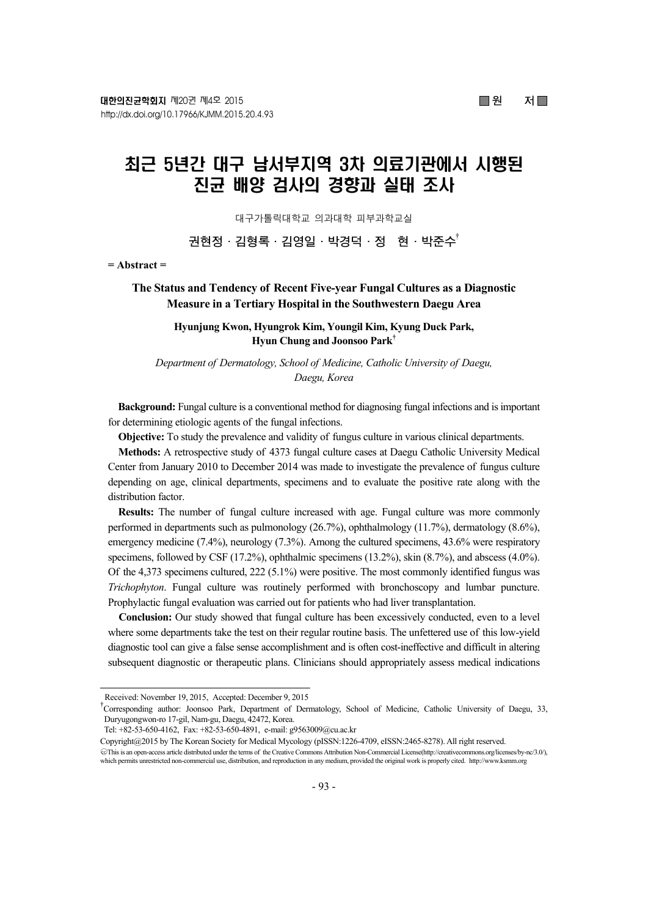■ 원 저 ■

# 최근 5년간 대구 남서부지역 3차 의료기관에서 시행된 진균 배양 검사의 경향과 실태 조사

대구가톨릭대학교 의과대학 피부과학교실

권현정 · 김형록 · 김영일 · 박경덕 · 정 현 · 박준수[†]

= Abstract =

## The Status and Tendency of Recent Five-year Fungal Cultures as a Diagnostic Measure in a Tertiary Hospital in the Southwestern Daegu Area

**Hyunjung Kwon, Hyungrok Kim, Youngil Kim, Kyung Duck Park, Hyun Chung and Joonsoo Park[†]**

*Department of Dermatology, School of Medicine, Catholic University of Daegu, Daegu, Korea*

**Background:** Fungal culture is a conventional method for diagnosing fungal infections and is important for determining etiologic agents of the fungal infections.

**Objective:** To study the prevalence and validity of fungus culture in various clinical departments.

**Methods:** A retrospective study of 4373 fungal culture cases at Daegu Catholic University Medical Center from January 2010 to December 2014 was made to investigate the prevalence of fungus culture depending on age, clinical departments, specimens and to evaluate the positive rate along with the distribution factor.

**Results:** The number of fungal culture increased with age. Fungal culture was more commonly performed in departments such as pulmonology (26.7%), ophthalmology (11.7%), dermatology (8.6%), emergency medicine (7.4%), neurology (7.3%). Among the cultured specimens, 43.6% were respiratory specimens, followed by CSF (17.2%), ophthalmic specimens (13.2%), skin (8.7%), and abscess (4.0%). Of the 4,373 specimens cultured, 222 (5.1%) were positive. The most commonly identified fungus was *Trichophyton*. Fungal culture was routinely performed with bronchoscopy and lumbar puncture. Prophylactic fungal evaluation was carried out for patients who had liver transplantation.

**Conclusion:** Our study showed that fungal culture has been excessively conducted, even to a level where some departments take the test on their regular routine basis. The unfettered use of this low-yield diagnostic tool can give a false sense accomplishment and is often cost-ineffective and difficult in altering subsequent diagnostic or therapeutic plans. Clinicians should appropriately assess medical indications

---

Received: November 19, 2015, Accepted: December 9, 2015

[†]Corresponding author: Joonsoo Park, Department of Dermatology, School of Medicine, Catholic University of Daegu, 33, Duryugongwon-ro 17-gil, Nam-gu, Daegu, 42472, Korea.
Tel: +82-53-650-4162, Fax: +82-53-650-4891, e-mail: g9563009@cu.ac.kr

Copyright@2015 by The Korean Society for Medical Mycology (pISSN:1226-4709, eISSN:2465-8278). All right reserved.

ⓒThis is an open-access article distributed under the terms of the Creative Commons Attribution Non-Commercial License(http://creativecommons.org/licenses/by-nc/3.0/), which permits unrestricted non-commercial use, distribution, and reproduction in any medium, provided the original work is properly cited. http://www.ksmm.org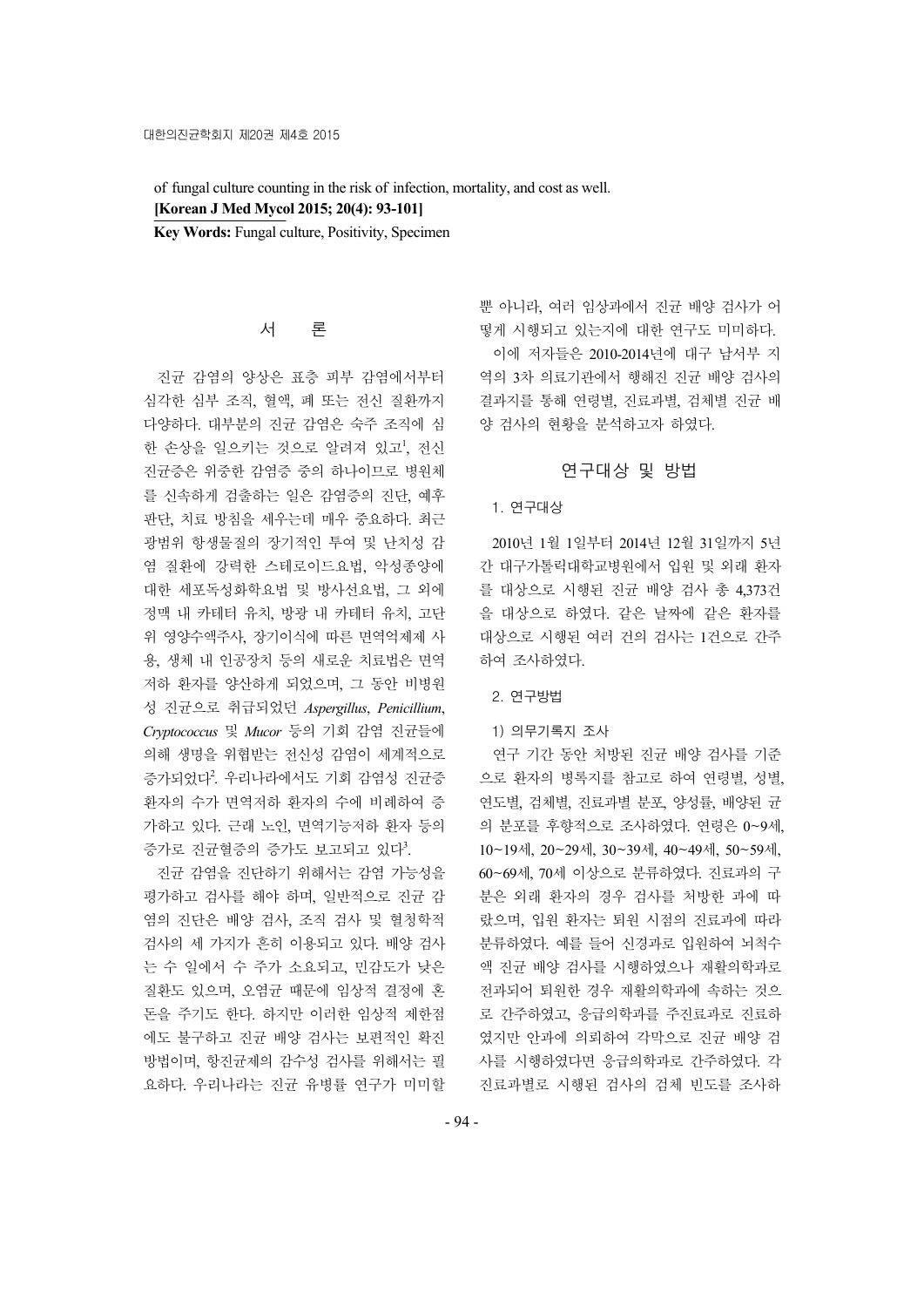of fungal culture counting in the risk of infection, mortality, and cost as well.

**[Korean J Med Mycol 2015; 20(4): 93-101]**

**Key Words:** Fungal culture, Positivity, Specimen

## 서 론

진균 감염의 양상은 표층 피부 감염에서부터 심각한 심부 조직, 혈액, 폐 또는 전신 질환까지 다양하다. 대부분의 진균 감염은 숙주 조직에 심한 손상을 일으키는 것으로 알려져 있고[1], 전신 진균증은 위중한 감염증 중의 하나이므로 병원체를 신속하게 검출하는 일은 감염증의 진단, 예후 판단, 치료 방침을 세우는데 매우 중요하다. 최근 광범위 항생물질의 장기적인 투여 및 난치성 감염 질환에 강력한 스테로이드요법, 악성종양에 대한 세포독성화학요법 및 방사선요법, 그 외에 정맥 내 카테터 유치, 방광 내 카테터 유치, 고단위 영양수액주사, 장기이식에 따른 면역억제제 사용, 생체 내 인공장치 등의 새로운 치료법은 면역저하 환자를 양산하게 되었으며, 그 동안 비병원성 진균으로 취급되었던 *Aspergillus*, *Penicillium*, *Cryptococcus* 및 *Mucor* 등의 기회 감염 진균들에 의해 생명을 위협받는 전신성 감염이 세계적으로 증가되었다[2]. 우리나라에서도 기회 감염성 진균증 환자의 수가 면역저하 환자의 수에 비례하여 증가하고 있다. 근래 노인, 면역기능저하 환자 등의 증가로 진균혈증의 증가도 보고되고 있다[3].

진균 감염을 진단하기 위해서는 감염 가능성을 평가하고 검사를 해야 하며, 일반적으로 진균 감염의 진단은 배양 검사, 조직 검사 및 혈청학적 검사의 세 가지가 흔히 이용되고 있다. 배양 검사는 수 일에서 수 주가 소요되고, 민감도가 낮은 질환도 있으며, 오염균 때문에 임상적 결정에 혼돈을 주기도 한다. 하지만 이러한 임상적 제한점에도 불구하고 진균 배양 검사는 보편적인 확진 방법이며, 항진균제의 감수성 검사를 위해서는 필요하다. 우리나라는 진균 유병률 연구가 미미할 뿐 아니라, 여러 임상과에서 진균 배양 검사가 어떻게 시행되고 있는지에 대한 연구도 미미하다.

이에 저자들은 2010-2014년에 대구 남서부 지역의 3차 의료기관에서 행해진 진균 배양 검사의 결과지를 통해 연령별, 진료과별, 검체별 진균 배양 검사의 현황을 분석하고자 하였다.

## 연구대상 및 방법

### 1. 연구대상

2010년 1월 1일부터 2014년 12월 31일까지 5년간 대구가톨릭대학교병원에서 입원 및 외래 환자를 대상으로 시행된 진균 배양 검사 총 4,373건을 대상으로 하였다. 같은 날짜에 같은 환자를 대상으로 시행된 여러 건의 검사는 1건으로 간주하여 조사하였다.

### 2. 연구방법

#### 1) 의무기록지 조사

연구 기간 동안 처방된 진균 배양 검사를 기준으로 환자의 병록지를 참고로 하여 연령별, 성별, 연도별, 검체별, 진료과별 분포, 양성률, 배양된 균의 분포를 후향적으로 조사하였다. 연령은 0~9세, 10~19세, 20~29세, 30~39세, 40~49세, 50~59세, 60~69세, 70세 이상으로 분류하였다. 진료과의 구분은 외래 환자의 경우 검사를 처방한 과에 따랐으며, 입원 환자는 퇴원 시점의 진료과에 따라 분류하였다. 예를 들어 신경과로 입원하여 뇌척수액 진균 배양 검사를 시행하였으나 재활의학과로 전과되어 퇴원한 경우 재활의학과에 속하는 것으로 간주하였고, 응급의학과를 주진료과로 진료하였지만 안과에 의뢰하여 각막으로 진균 배양 검사를 시행하였다면 응급의학과로 간주하였다. 각 진료과별로 시행된 검사의 검체 빈도를 조사하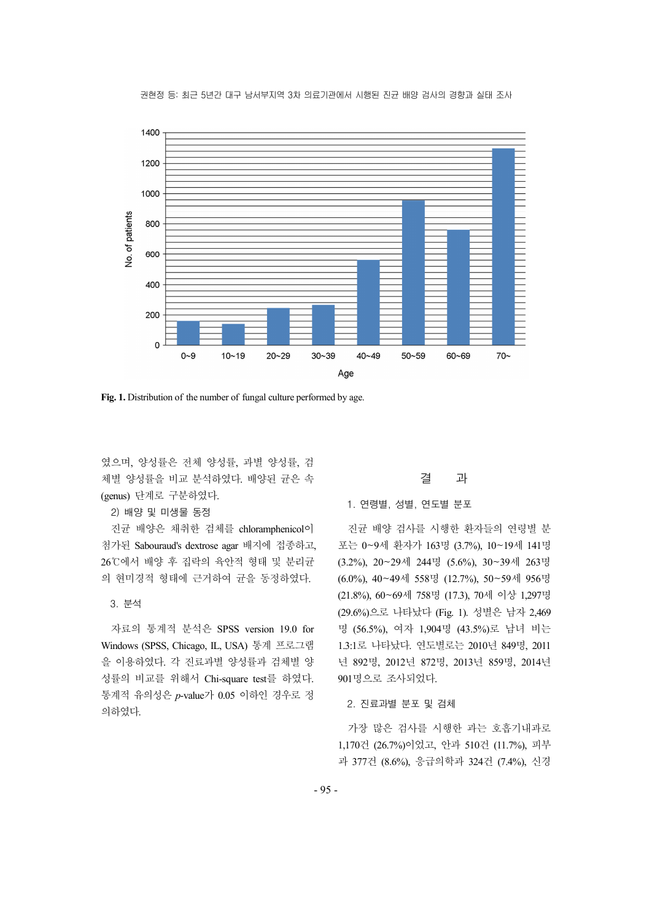Fig. 1. Distribution of the number of fungal culture performed by age.

였으며, 양성률은 전체 양성률, 과별 양성률, 검체별 양성률을 비교 분석하였다. 배양된 균은 속(genus) 단계로 구분하였다.

2) 배양 및 미생물 동정

진균 배양은 채취한 검체를 chloramphenicol이 첨가된 Sabouraud's dextrose agar 배지에 접종하고, 26℃에서 배양 후 집락의 육안적 형태 및 분리균의 현미경적 형태에 근거하여 균을 동정하였다.

### 3. 분석

자료의 통계적 분석은 SPSS version 19.0 for Windows (SPSS, Chicago, IL, USA) 통계 프로그램을 이용하였다. 각 진료과별 양성률과 검체별 양성률의 비교를 위해서 Chi-square test를 하였다. 통계적 유의성은 *p*-value가 0.05 이하인 경우로 정의하였다.

## 결 과

### 1. 연령별, 성별, 연도별 분포

진균 배양 검사를 시행한 환자들의 연령별 분포는 0~9세 환자가 163명 (3.7%), 10~19세 141명 (3.2%), 20~29세 244명 (5.6%), 30~39세 263명 (6.0%), 40~49세 558명 (12.7%), 50~59세 956명 (21.8%), 60~69세 758명 (17.3), 70세 이상 1,297명 (29.6%)으로 나타났다 (Fig. 1). 성별은 남자 2,469명 (56.5%), 여자 1,904명 (43.5%)로 남녀 비는 1.3:1로 나타났다. 연도별로는 2010년 849명, 2011년 892명, 2012년 872명, 2013년 859명, 2014년 901명으로 조사되었다.

### 2. 진료과별 분포 및 검체

가장 많은 검사를 시행한 과는 호흡기내과로 1,170건 (26.7%)이었고, 안과 510건 (11.7%), 피부과 377건 (8.6%), 응급의학과 324건 (7.4%), 신경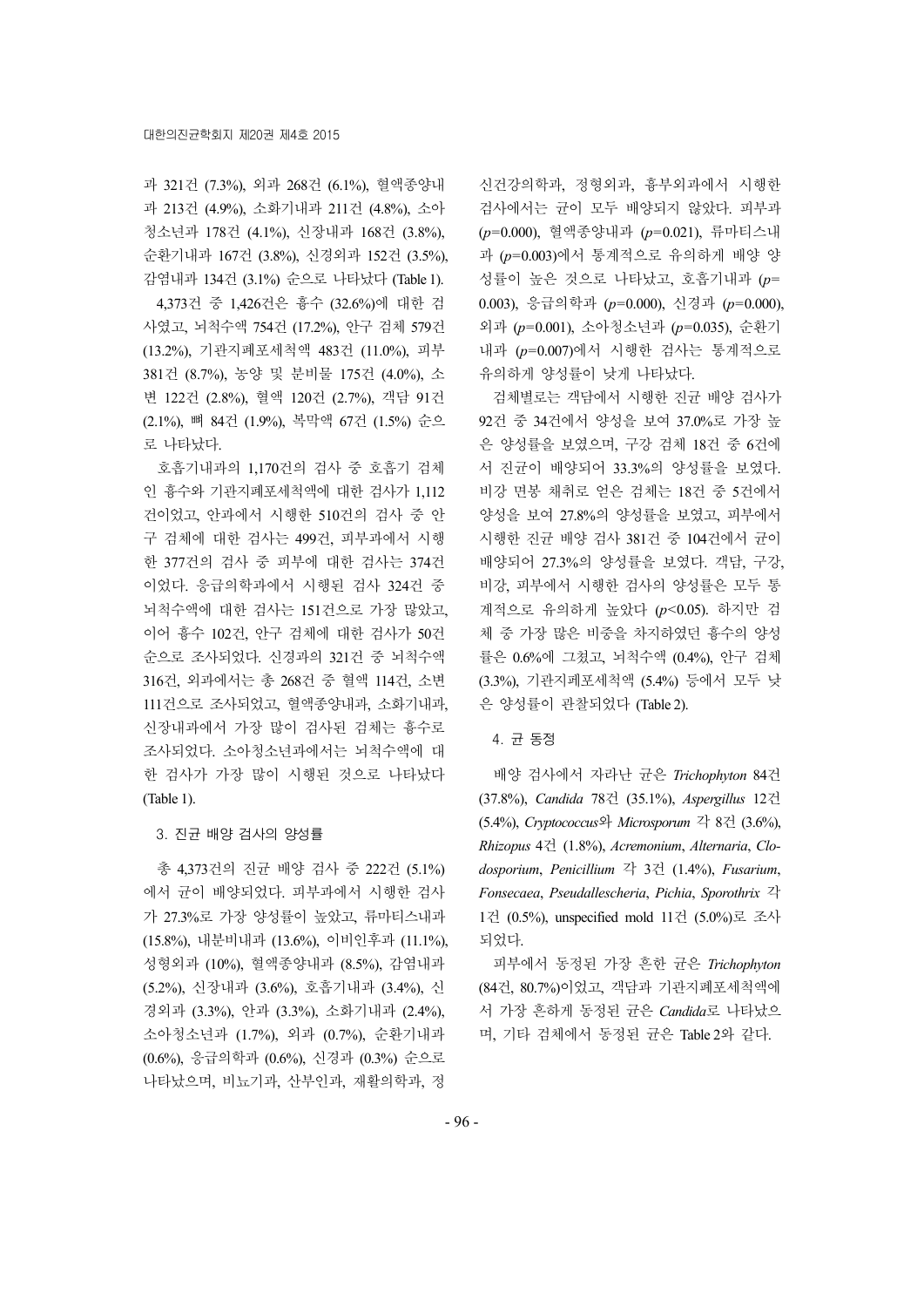과 321건 (7.3%), 외과 268건 (6.1%), 혈액종양내과 213건 (4.9%), 소화기내과 211건 (4.8%), 소아청소년과 178건 (4.1%), 신장내과 168건 (3.8%), 순환기내과 167건 (3.8%), 신경외과 152건 (3.5%), 감염내과 134건 (3.1%) 순으로 나타났다 (Table 1).

4,373건 중 1,426건은 흉수 (32.6%)에 대한 검사였고, 뇌척수액 754건 (17.2%), 안구 검체 579건 (13.2%), 기관지폐포세척액 483건 (11.0%), 피부 381건 (8.7%), 농양 및 분비물 175건 (4.0%), 소변 122건 (2.8%), 혈액 120건 (2.7%), 객담 91건 (2.1%), 뼈 84건 (1.9%), 복막액 67건 (1.5%) 순으로 나타났다.

호흡기내과의 1,170건의 검사 중 호흡기 검체인 흉수와 기관지폐포세척액에 대한 검사가 1,112건이었고, 안과에서 시행한 510건의 검사 중 안구 검체에 대한 검사는 499건, 피부과에서 시행한 377건의 검사 중 피부에 대한 검사는 374건이었다. 응급의학과에서 시행된 검사 324건 중 뇌척수액에 대한 검사는 151건으로 가장 많았고, 이어 흉수 102건, 안구 검체에 대한 검사가 50건 순으로 조사되었다. 신경과의 321건 중 뇌척수액 316건, 외과에서는 총 268건 중 혈액 114건, 소변 111건으로 조사되었고, 혈액종양내과, 소화기내과, 신장내과에서 가장 많이 검사된 검체는 흉수로 조사되었다. 소아청소년과에서는 뇌척수액에 대한 검사가 가장 많이 시행된 것으로 나타났다 (Table 1).

### 3. 진균 배양 검사의 양성률

총 4,373건의 진균 배양 검사 중 222건 (5.1%)에서 균이 배양되었다. 피부과에서 시행한 검사가 27.3%로 가장 양성률이 높았고, 류마티스내과 (15.8%), 내분비내과 (13.6%), 이비인후과 (11.1%), 성형외과 (10%), 혈액종양내과 (8.5%), 감염내과 (5.2%), 신장내과 (3.6%), 호흡기내과 (3.4%), 신경외과 (3.3%), 안과 (3.3%), 소화기내과 (2.4%), 소아청소년과 (1.7%), 외과 (0.7%), 순환기내과 (0.6%), 응급의학과 (0.6%), 신경과 (0.3%) 순으로 나타났으며, 비뇨기과, 산부인과, 재활의학과, 정신건강의학과, 정형외과, 흉부외과에서 시행한 검사에서는 균이 모두 배양되지 않았다. 피부과 ($p$=0.000), 혈액종양내과 ($p$=0.021), 류마티스내과 ($p$=0.003)에서 통계적으로 유의하게 배양 양성률이 높은 것으로 나타났고, 호흡기내과 ($p$=0.003), 응급의학과 ($p$=0.000), 신경과 ($p$=0.000), 외과 ($p$=0.001), 소아청소년과 ($p$=0.035), 순환기내과 ($p$=0.007)에서 시행한 검사는 통계적으로 유의하게 양성률이 낮게 나타났다.

검체별로는 객담에서 시행한 진균 배양 검사가 92건 중 34건에서 양성을 보여 37.0%로 가장 높은 양성률을 보였으며, 구강 검체 18건 중 6건에서 진균이 배양되어 33.3%의 양성률을 보였다. 비강 면봉 채취로 얻은 검체는 18건 중 5건에서 양성을 보여 27.8%의 양성률을 보였고, 피부에서 시행한 진균 배양 검사 381건 중 104건에서 균이 배양되어 27.3%의 양성률을 보였다. 객담, 구강, 비강, 피부에서 시행한 검사의 양성률은 모두 통계적으로 유의하게 높았다 ($p$<0.05). 하지만 검체 중 가장 많은 비중을 차지하였던 흉수의 양성률은 0.6%에 그쳤고, 뇌척수액 (0.4%), 안구 검체 (3.3%), 기관지폐포세척액 (5.4%) 등에서 모두 낮은 양성률이 관찰되었다 (Table 2).

### 4. 균 동정

배양 검사에서 자라난 균은 *Trichophyton* 84건 (37.8%), *Candida* 78건 (35.1%), *Aspergillus* 12건 (5.4%), *Cryptococcus*와 *Microsporum* 각 8건 (3.6%), *Rhizopus* 4건 (1.8%), *Acremonium*, *Alternaria*, *Clodosporium*, *Penicillium* 각 3건 (1.4%), *Fusarium*, *Fonsecaea*, *Pseudallescheria*, *Pichia*, *Sporothrix* 각 1건 (0.5%), unspecified mold 11건 (5.0%)로 조사되었다.

피부에서 동정된 가장 흔한 균은 *Trichophyton* (84건, 80.7%)이었고, 객담과 기관지폐포세척액에서 가장 흔하게 동정된 균은 *Candida*로 나타났으며, 기타 검체에서 동정된 균은 Table 2와 같다.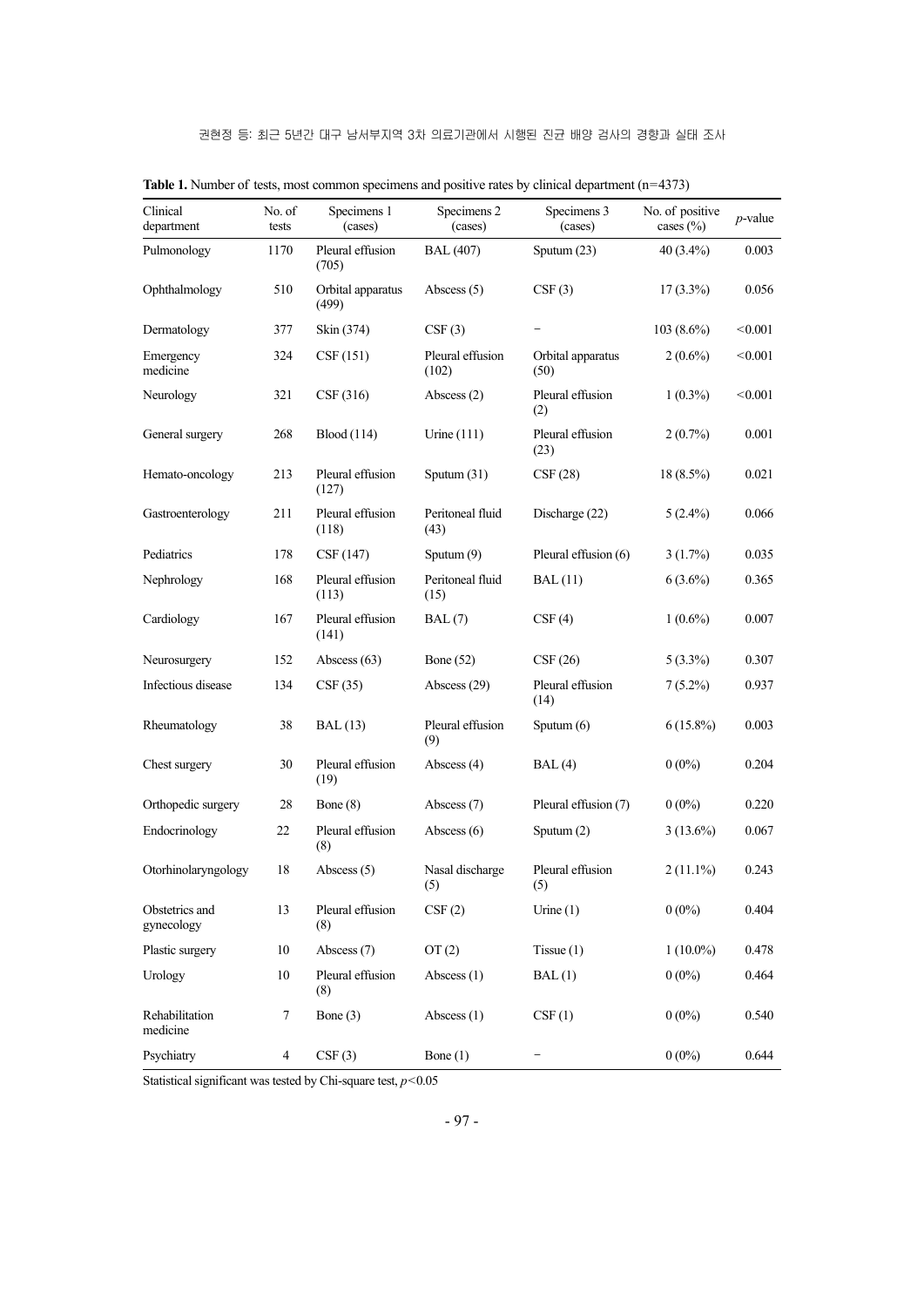**Table 1.** Number of tests, most common specimens and positive rates by clinical department (n=4373)

| Clinical department | No. of tests | Specimens 1 (cases) | Specimens 2 (cases) | Specimens 3 (cases) | No. of positive cases (%) | *p*-value |
|---|---|---|---|---|---|---|
| Pulmonology | 1170 | Pleural effusion (705) | BAL (407) | Sputum (23) | 40 (3.4%) | 0.003 |
| Ophthalmology | 510 | Orbital apparatus (499) | Abscess (5) | CSF (3) | 17 (3.3%) | 0.056 |
| Dermatology | 377 | Skin (374) | CSF (3) | – | 103 (8.6%) | <0.001 |
| Emergency medicine | 324 | CSF (151) | Pleural effusion (102) | Orbital apparatus (50) | 2 (0.6%) | <0.001 |
| Neurology | 321 | CSF (316) | Abscess (2) | Pleural effusion (2) | 1 (0.3%) | <0.001 |
| General surgery | 268 | Blood (114) | Urine (111) | Pleural effusion (23) | 2 (0.7%) | 0.001 |
| Hemato-oncology | 213 | Pleural effusion (127) | Sputum (31) | CSF (28) | 18 (8.5%) | 0.021 |
| Gastroenterology | 211 | Pleural effusion (118) | Peritoneal fluid (43) | Discharge (22) | 5 (2.4%) | 0.066 |
| Pediatrics | 178 | CSF (147) | Sputum (9) | Pleural effusion (6) | 3 (1.7%) | 0.035 |
| Nephrology | 168 | Pleural effusion (113) | Peritoneal fluid (15) | BAL (11) | 6 (3.6%) | 0.365 |
| Cardiology | 167 | Pleural effusion (141) | BAL (7) | CSF (4) | 1 (0.6%) | 0.007 |
| Neurosurgery | 152 | Abscess (63) | Bone (52) | CSF (26) | 5 (3.3%) | 0.307 |
| Infectious disease | 134 | CSF (35) | Abscess (29) | Pleural effusion (14) | 7 (5.2%) | 0.937 |
| Rheumatology | 38 | BAL (13) | Pleural effusion (9) | Sputum (6) | 6 (15.8%) | 0.003 |
| Chest surgery | 30 | Pleural effusion (19) | Abscess (4) | BAL (4) | 0 (0%) | 0.204 |
| Orthopedic surgery | 28 | Bone (8) | Abscess (7) | Pleural effusion (7) | 0 (0%) | 0.220 |
| Endocrinology | 22 | Pleural effusion (8) | Abscess (6) | Sputum (2) | 3 (13.6%) | 0.067 |
| Otorhinolaryngology | 18 | Abscess (5) | Nasal discharge (5) | Pleural effusion (5) | 2 (11.1%) | 0.243 |
| Obstetrics and gynecology | 13 | Pleural effusion (8) | CSF (2) | Urine (1) | 0 (0%) | 0.404 |
| Plastic surgery | 10 | Abscess (7) | OT (2) | Tissue (1) | 1 (10.0%) | 0.478 |
| Urology | 10 | Pleural effusion (8) | Abscess (1) | BAL (1) | 0 (0%) | 0.464 |
| Rehabilitation medicine | 7 | Bone (3) | Abscess (1) | CSF (1) | 0 (0%) | 0.540 |
| Psychiatry | 4 | CSF (3) | Bone (1) | – | 0 (0%) | 0.644 |

Statistical significant was tested by Chi-square test, $p<0.05$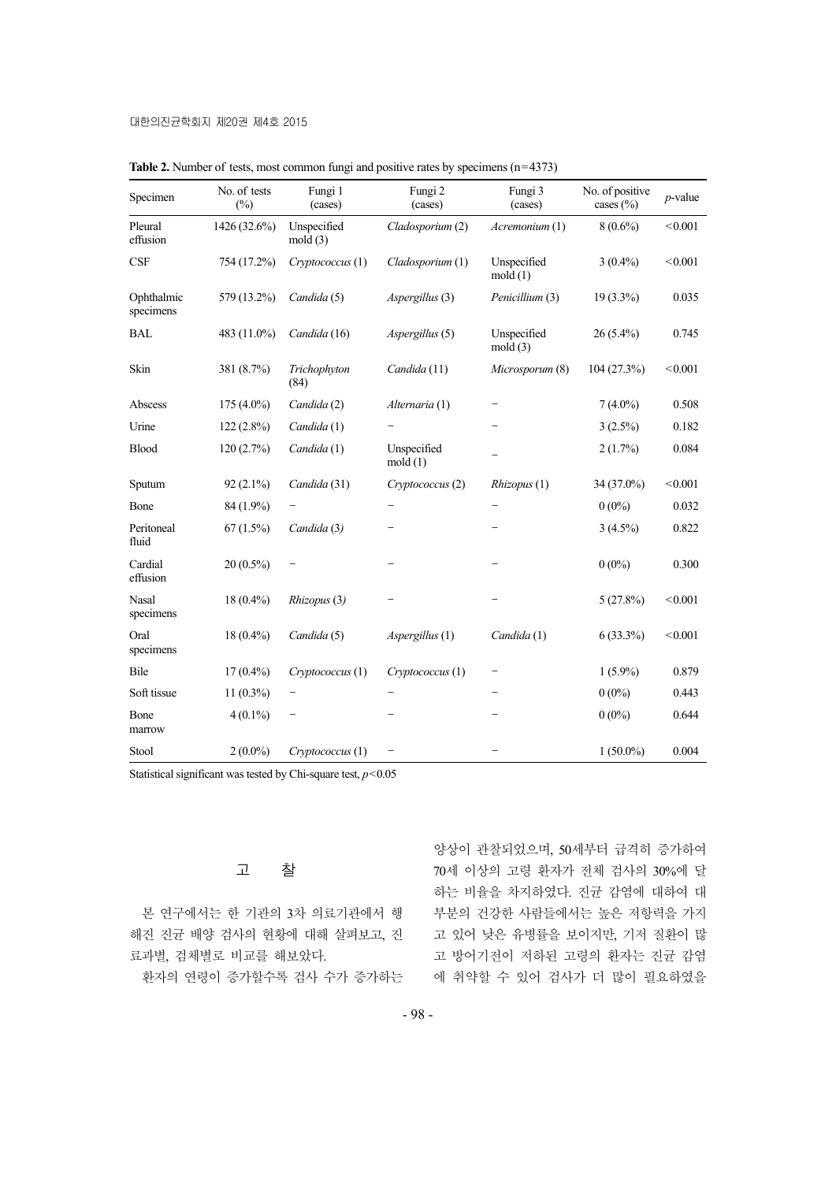**Table 2.** Number of tests, most common fungi and positive rates by specimens (n=4373)

| Specimen | No. of tests (%) | Fungi 1 (cases) | Fungi 2 (cases) | Fungi 3 (cases) | No. of positive cases (%) | *p*-value |
|---|---|---|---|---|---|---|
| Pleural effusion | 1426 (32.6%) | Unspecified mold (3) | *Cladosporium* (2) | *Acremonium* (1) | 8 (0.6%) | <0.001 |
| CSF | 754 (17.2%) | *Cryptococcus* (1) | *Cladosporium* (1) | Unspecified mold (1) | 3 (0.4%) | <0.001 |
| Ophthalmic specimens | 579 (13.2%) | *Candida* (5) | *Aspergillus* (3) | *Penicillium* (3) | 19 (3.3%) | 0.035 |
| BAL | 483 (11.0%) | *Candida* (16) | *Aspergillus* (5) | Unspecified mold (3) | 26 (5.4%) | 0.745 |
| Skin | 381 (8.7%) | *Trichophyton* (84) | *Candida* (11) | *Microsporum* (8) | 104 (27.3%) | <0.001 |
| Abscess | 175 (4.0%) | *Candida* (2) | *Alternaria* (1) | – | 7 (4.0%) | 0.508 |
| Urine | 122 (2.8%) | *Candida* (1) | – | – | 3 (2.5%) | 0.182 |
| Blood | 120 (2.7%) | *Candida* (1) | Unspecified mold (1) | – | 2 (1.7%) | 0.084 |
| Sputum | 92 (2.1%) | *Candida* (31) | *Cryptococcus* (2) | *Rhizopus* (1) | 34 (37.0%) | <0.001 |
| Bone | 84 (1.9%) | – | – | – | 0 (0%) | 0.032 |
| Peritoneal fluid | 67 (1.5%) | *Candida* (3) | – | – | 3 (4.5%) | 0.822 |
| Cardial effusion | 20 (0.5%) | – | – | – | 0 (0%) | 0.300 |
| Nasal specimens | 18 (0.4%) | *Rhizopus* (3) | – | – | 5 (27.8%) | <0.001 |
| Oral specimens | 18 (0.4%) | *Candida* (5) | *Aspergillus* (1) | *Candida* (1) | 6 (33.3%) | <0.001 |
| Bile | 17 (0.4%) | *Cryptococcus* (1) | *Cryptococcus* (1) | – | 1 (5.9%) | 0.879 |
| Soft tissue | 11 (0.3%) | – | – | – | 0 (0%) | 0.443 |
| Bone marrow | 4 (0.1%) | – | – | – | 0 (0%) | 0.644 |
| Stool | 2 (0.0%) | *Cryptococcus* (1) | – | – | 1 (50.0%) | 0.004 |

Statistical significant was tested by Chi-square test, $p<0.05$

## 고 찰

본 연구에서는 한 기관의 3차 의료기관에서 행해진 진균 배양 검사의 현황에 대해 살펴보고, 진료과별, 검체별로 비교를 해보았다.

환자의 연령이 증가할수록 검사 수가 증가하는 양상이 관찰되었으며, 50세부터 급격히 증가하여 70세 이상의 고령 환자가 전체 검사의 30%에 달하는 비율을 차지하였다. 진균 감염에 대하여 대부분의 건강한 사람들에서는 높은 저항력을 가지고 있어 낮은 유병률을 보이지만, 기저 질환이 많고 방어기전이 저하된 고령의 환자는 진균 감염에 취약할 수 있어 검사가 더 많이 필요하였을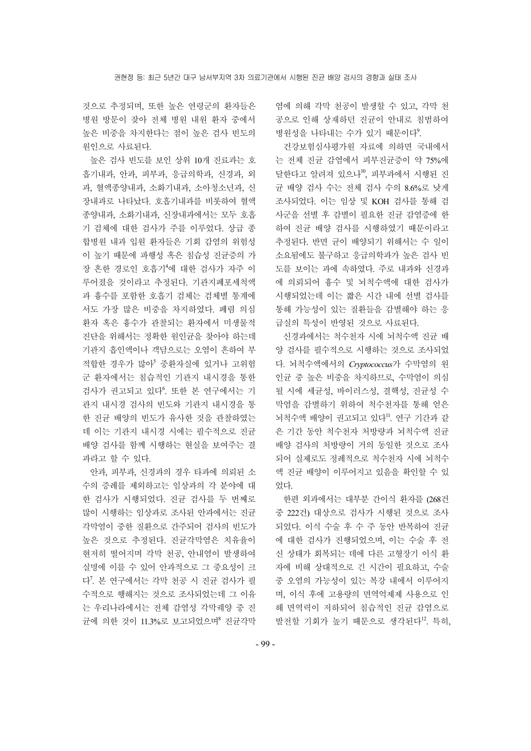것으로 추정되며, 또한 높은 연령군의 환자들은 병원 방문이 잦아 전체 병원 내원 환자 중에서 높은 비중을 차지한다는 점이 높은 검사 빈도의 원인으로 사료된다.

높은 검사 빈도를 보인 상위 10개 진료과는 호흡기내과, 안과, 피부과, 응급의학과, 신경과, 외과, 혈액종양내과, 소화기내과, 소아청소년과, 신장내과로 나타났다. 호흡기내과를 비롯하여 혈액종양내과, 소화기내과, 신장내과에서는 모두 호흡기 검체에 대한 검사가 주를 이루었다. 상급 종합병원 내과 입원 환자들은 기회 감염의 위험성이 높기 때문에 파행성 혹은 침습성 진균증의 가장 흔한 경로인 호흡기[4]에 대한 검사가 자주 이루어졌을 것이라고 추정된다. 기관지폐포세척액과 흉수를 포함한 호흡기 검체는 검체별 통계에서도 가장 많은 비중을 차지하였다. 폐렴 의심 환자 혹은 흉수가 관찰되는 환자에서 미생물적 진단을 위해서는 정확한 원인균을 찾아야 하는데 기관지 흡인액이나 객담으로는 오염이 흔하여 부적합한 경우가 많아[5] 중환자실에 있거나 고위험군 환자에서는 침습적인 기관지 내시경을 통한 검사가 권고되고 있다[6]. 또한 본 연구에서는 기관지 내시경 검사의 빈도와 기관지 내시경을 통한 진균 배양의 빈도가 유사한 것을 관찰하였는데 이는 기관지 내시경 시에는 필수적으로 진균 배양 검사를 함께 시행하는 현실을 보여주는 결과라고 할 수 있다.

안과, 피부과, 신경과의 경우 타과에 의뢰된 소수의 증례를 제외하고는 임상과의 각 분야에 대한 검사가 시행되었다. 진균 검사를 두 번째로 많이 시행하는 임상과로 조사된 안과에서는 진균 각막염이 중한 질환으로 간주되어 검사의 빈도가 높은 것으로 추정된다. 진균각막염은 치유율이 현저히 떨어지며 각막 천공, 안내염이 발생하여 실명에 이를 수 있어 안과적으로 그 중요성이 크다[7]. 본 연구에서는 각막 천공 시 진균 검사가 필수적으로 행해지는 것으로 조사되었는데 그 이유는 우리나라에서는 전체 감염성 각막궤양 중 진균에 의한 것이 11.3%로 보고되었으며[8] 진균각막염에 의해 각막 천공이 발생할 수 있고, 각막 천공으로 인해 상재하던 진균이 안내로 침범하여 병원성을 나타내는 수가 있기 때문이다[9].

건강보험심사평가원 자료에 의하면 국내에서는 전체 진균 감염에서 피부진균증이 약 75%에 달한다고 알려져 있으나[10], 피부과에서 시행된 진균 배양 검사 수는 전체 검사 수의 8.6%로 낮게 조사되었다. 이는 임상 및 KOH 검사를 통해 검사군을 선별 후 감별이 필요한 진균 감염증에 한하여 진균 배양 검사를 시행하였기 때문이라고 추정된다. 반면 균이 배양되기 위해서는 수 일이 소요됨에도 불구하고 응급의학과가 높은 검사 빈도를 보이는 과에 속하였다. 주로 내과와 신경과에 의뢰되어 흉수 및 뇌척수액에 대한 검사가 시행되었는데 이는 짧은 시간 내에 선별 검사를 통해 가능성이 있는 질환들을 감별해야 하는 응급실의 특성이 반영된 것으로 사료된다.

신경과에서는 척수천자 시에 뇌척수액 진균 배양 검사를 필수적으로 시행하는 것으로 조사되었다. 뇌척수액에서의 *Cryptococcus*가 수막염의 원인균 중 높은 비중을 차지하므로, 수막염이 의심될 시에 세균성, 바이러스성, 결핵성, 진균성 수막염을 감별하기 위하여 척수천자를 통해 얻은 뇌척수액 배양이 권고되고 있다[11]. 연구 기간과 같은 기간 동안 척수천자 처방량과 뇌척수액 진균 배양 검사의 처방량이 거의 동일한 것으로 조사되어 실제로도 정례적으로 척수천자 시에 뇌척수액 진균 배양이 이루어지고 있음을 확인할 수 있었다.

한편 외과에서는 대부분 간이식 환자를 (268건 중 222건) 대상으로 검사가 시행된 것으로 조사되었다. 이식 수술 후 수 주 동안 반복하여 진균에 대한 검사가 진행되었으며, 이는 수술 후 전신 상태가 회복되는 데에 다른 고형장기 이식 환자에 비해 상대적으로 긴 시간이 필요하고, 수술 중 오염의 가능성이 있는 복강 내에서 이루어지며, 이식 후에 고용량의 면역억제제 사용으로 인해 면역력이 저하되어 침습적인 진균 감염으로 발전할 기회가 높기 때문으로 생각된다[12]. 특히,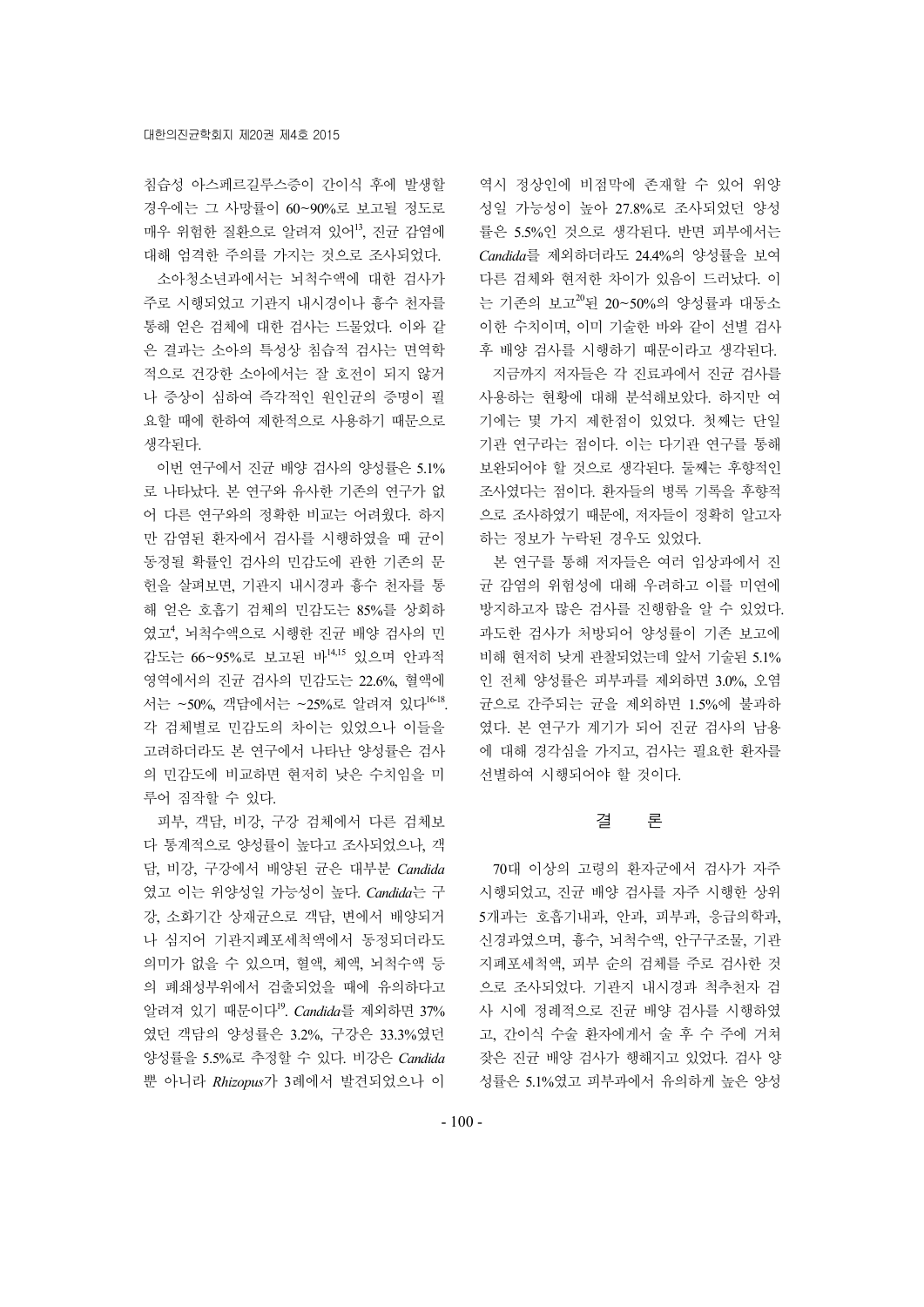침습성 아스페르길루스증이 간이식 후에 발생할 경우에는 그 사망률이 60~90%로 보고될 정도로 매우 위험한 질환으로 알려져 있어[13], 진균 감염에 대해 엄격한 주의를 가지는 것으로 조사되었다.

소아청소년과에서는 뇌척수액에 대한 검사가 주로 시행되었고 기관지 내시경이나 흉수 천자를 통해 얻은 검체에 대한 검사는 드물었다. 이와 같은 결과는 소아의 특성상 침습적 검사는 면역학적으로 건강한 소아에서는 잘 호전이 되지 않거나 증상이 심하여 즉각적인 원인균의 증명이 필요할 때에 한하여 제한적으로 사용하기 때문으로 생각된다.

이번 연구에서 진균 배양 검사의 양성률은 5.1%로 나타났다. 본 연구와 유사한 기존의 연구가 없어 다른 연구와의 정확한 비교는 어려웠다. 하지만 감염된 환자에서 검사를 시행하였을 때 균이 동정될 확률인 검사의 민감도에 관한 기존의 문헌을 살펴보면, 기관지 내시경과 흉수 천자를 통해 얻은 호흡기 검체의 민감도는 85%를 상회하였고[4], 뇌척수액으로 시행한 진균 배양 검사의 민감도는 66~95%로 보고된 바[14,15] 있으며 안과적 영역에서의 진균 검사의 민감도는 22.6%, 혈액에서는 ~50%, 객담에서는 ~25%로 알려져 있다[16-18]. 각 검체별로 민감도의 차이는 있었으나 이들을 고려하더라도 본 연구에서 나타난 양성률은 검사의 민감도에 비교하면 현저히 낮은 수치임을 미루어 짐작할 수 있다.

피부, 객담, 비강, 구강 검체에서 다른 검체보다 통계적으로 양성률이 높다고 조사되었으나, 객담, 비강, 구강에서 배양된 균은 대부분 *Candida*였고 이는 위양성일 가능성이 높다. *Candida*는 구강, 소화기간 상재균으로 객담, 변에서 배양되거나 심지어 기관지폐포세척액에서 동정되더라도 의미가 없을 수 있으며, 혈액, 체액, 뇌척수액 등의 폐쇄성부위에서 검출되었을 때에 유의하다고 알려져 있기 때문이다[19]. *Candida*를 제외하면 37%였던 객담의 양성률은 3.2%, 구강은 33.3%였던 양성률을 5.5%로 추정할 수 있다. 비강은 *Candida* 뿐 아니라 *Rhizopus*가 3례에서 발견되었으나 이 역시 정상인에 비점막에 존재할 수 있어 위양성일 가능성이 높아 27.8%로 조사되었던 양성률은 5.5%인 것으로 생각된다. 반면 피부에서는 *Candida*를 제외하더라도 24.4%의 양성률을 보여 다른 검체와 현저한 차이가 있음이 드러났다. 이는 기존의 보고[20]된 20~50%의 양성률과 대동소이한 수치이며, 이미 기술한 바와 같이 선별 검사 후 배양 검사를 시행하기 때문이라고 생각된다.

지금까지 저자들은 각 진료과에서 진균 검사를 사용하는 현황에 대해 분석해보았다. 하지만 여기에는 몇 가지 제한점이 있었다. 첫째는 단일 기관 연구라는 점이다. 이는 다기관 연구를 통해 보완되어야 할 것으로 생각된다. 둘째는 후향적인 조사였다는 점이다. 환자들의 병록 기록을 후향적으로 조사하였기 때문에, 저자들이 정확히 알고자 하는 정보가 누락된 경우도 있었다.

본 연구를 통해 저자들은 여러 임상과에서 진균 감염의 위험성에 대해 우려하고 이를 미연에 방지하고자 많은 검사를 진행함을 알 수 있었다. 과도한 검사가 처방되어 양성률이 기존 보고에 비해 현저히 낮게 관찰되었는데 앞서 기술된 5.1%인 전체 양성률은 피부과를 제외하면 3.0%, 오염균으로 간주되는 균을 제외하면 1.5%에 불과하였다. 본 연구가 계기가 되어 진균 검사의 남용에 대해 경각심을 가지고, 검사는 필요한 환자를 선별하여 시행되어야 할 것이다.

## 결 론

70대 이상의 고령의 환자군에서 검사가 자주 시행되었고, 진균 배양 검사를 자주 시행한 상위 5개과는 호흡기내과, 안과, 피부과, 응급의학과, 신경과였으며, 흉수, 뇌척수액, 안구구조물, 기관지폐포세척액, 피부 순의 검체를 주로 검사한 것으로 조사되었다. 기관지 내시경과 척추천자 검사 시에 정례적으로 진균 배양 검사를 시행하였고, 간이식 수술 환자에게서 술 후 수 주에 거쳐 잦은 진균 배양 검사가 행해지고 있었다. 검사 양성률은 5.1%였고 피부과에서 유의하게 높은 양성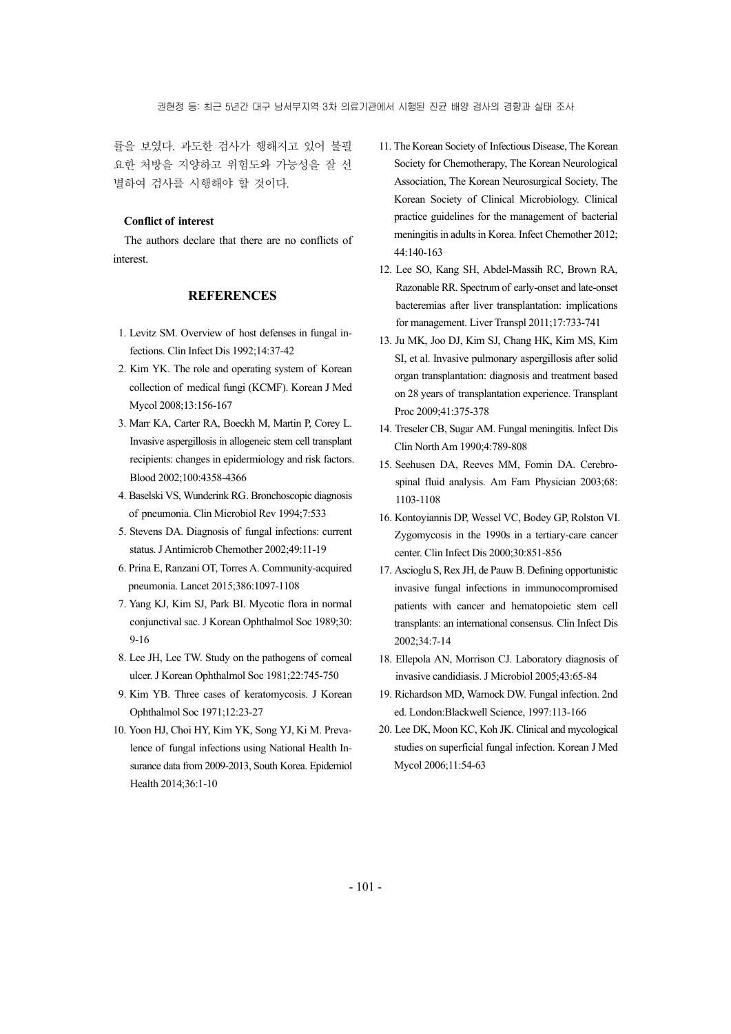률을 보였다. 과도한 검사가 행해지고 있어 불필요한 처방을 지양하고 위험도와 가능성을 잘 선별하여 검사를 시행해야 할 것이다.

**Conflict of interest**

The authors declare that there are no conflicts of interest.

## REFERENCES

1. Levitz SM. Overview of host defenses in fungal infections. Clin Infect Dis 1992;14:37-42
2. Kim YK. The role and operating system of Korean collection of medical fungi (KCMF). Korean J Med Mycol 2008;13:156-167
3. Marr KA, Carter RA, Boeckh M, Martin P, Corey L. Invasive aspergillosis in allogeneic stem cell transplant recipients: changes in epidermiology and risk factors. Blood 2002;100:4358-4366
4. Baselski VS, Wunderink RG. Bronchoscopic diagnosis of pneumonia. Clin Microbiol Rev 1994;7:533
5. Stevens DA. Diagnosis of fungal infections: current status. J Antimicrob Chemother 2002;49:11-19
6. Prina E, Ranzani OT, Torres A. Community-acquired pneumonia. Lancet 2015;386:1097-1108
7. Yang KJ, Kim SJ, Park BI. Mycotic flora in normal conjunctival sac. J Korean Ophthalmol Soc 1989;30: 9-16
8. Lee JH, Lee TW. Study on the pathogens of corneal ulcer. J Korean Ophthalmol Soc 1981;22:745-750
9. Kim YB. Three cases of keratomycosis. J Korean Ophthalmol Soc 1971;12:23-27
10. Yoon HJ, Choi HY, Kim YK, Song YJ, Ki M. Prevalence of fungal infections using National Health Insurance data from 2009-2013, South Korea. Epidemiol Health 2014;36:1-10
11. The Korean Society of Infectious Disease, The Korean Society for Chemotherapy, The Korean Neurological Association, The Korean Neurosurgical Society, The Korean Society of Clinical Microbiology. Clinical practice guidelines for the management of bacterial meningitis in adults in Korea. Infect Chemother 2012; 44:140-163
12. Lee SO, Kang SH, Abdel-Massih RC, Brown RA, Razonable RR. Spectrum of early-onset and late-onset bacteremias after liver transplantation: implications for management. Liver Transpl 2011;17:733-741
13. Ju MK, Joo DJ, Kim SJ, Chang HK, Kim MS, Kim SI, et al. Invasive pulmonary aspergillosis after solid organ transplantation: diagnosis and treatment based on 28 years of transplantation experience. Transplant Proc 2009;41:375-378
14. Treseler CB, Sugar AM. Fungal meningitis. Infect Dis Clin North Am 1990;4:789-808
15. Seehusen DA, Reeves MM, Fomin DA. Cerebrospinal fluid analysis. Am Fam Physician 2003;68: 1103-1108
16. Kontoyiannis DP, Wessel VC, Bodey GP, Rolston VI. Zygomycosis in the 1990s in a tertiary-care cancer center. Clin Infect Dis 2000;30:851-856
17. Ascioglu S, Rex JH, de Pauw B. Defining opportunistic invasive fungal infections in immunocompromised patients with cancer and hematopoietic stem cell transplants: an international consensus. Clin Infect Dis 2002;34:7-14
18. Ellepola AN, Morrison CJ. Laboratory diagnosis of invasive candidiasis. J Microbiol 2005;43:65-84
19. Richardson MD, Warnock DW. Fungal infection. 2nd ed. London:Blackwell Science, 1997:113-166
20. Lee DK, Moon KC, Koh JK. Clinical and mycological studies on superficial fungal infection. Korean J Med Mycol 2006;11:54-63